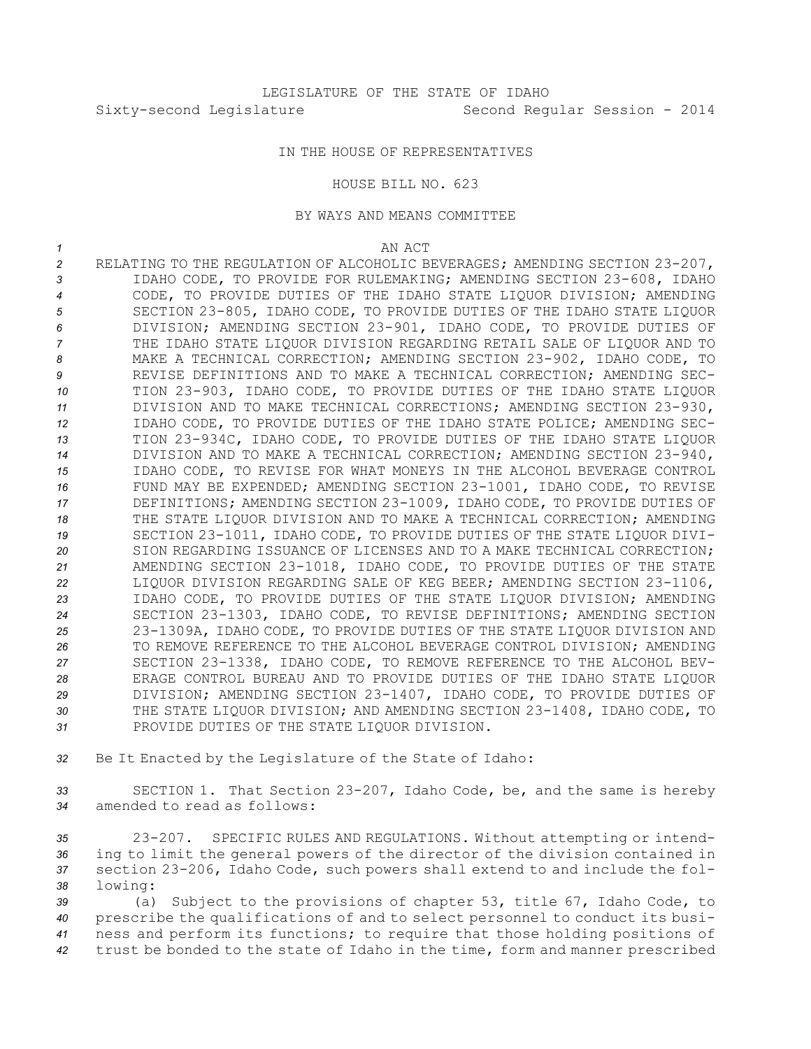LEGISLATURE OF THE STATE OF IDAHO
Sixty-second Legislature Second Regular Session - 2014

IN THE HOUSE OF REPRESENTATIVES

HOUSE BILL NO. 623

BY WAYS AND MEANS COMMITTEE

AN ACT

RELATING TO THE REGULATION OF ALCOHOLIC BEVERAGES; AMENDING SECTION 23-207, IDAHO CODE, TO PROVIDE FOR RULEMAKING; AMENDING SECTION 23-608, IDAHO CODE, TO PROVIDE DUTIES OF THE IDAHO STATE LIQUOR DIVISION; AMENDING SECTION 23-805, IDAHO CODE, TO PROVIDE DUTIES OF THE IDAHO STATE LIQUOR DIVISION; AMENDING SECTION 23-901, IDAHO CODE, TO PROVIDE DUTIES OF THE IDAHO STATE LIQUOR DIVISION REGARDING RETAIL SALE OF LIQUOR AND TO MAKE A TECHNICAL CORRECTION; AMENDING SECTION 23-902, IDAHO CODE, TO REVISE DEFINITIONS AND TO MAKE A TECHNICAL CORRECTION; AMENDING SECTION 23-903, IDAHO CODE, TO PROVIDE DUTIES OF THE IDAHO STATE LIQUOR DIVISION AND TO MAKE TECHNICAL CORRECTIONS; AMENDING SECTION 23-930, IDAHO CODE, TO PROVIDE DUTIES OF THE IDAHO STATE POLICE; AMENDING SECTION 23-934C, IDAHO CODE, TO PROVIDE DUTIES OF THE IDAHO STATE LIQUOR DIVISION AND TO MAKE A TECHNICAL CORRECTION; AMENDING SECTION 23-940, IDAHO CODE, TO REVISE FOR WHAT MONEYS IN THE ALCOHOL BEVERAGE CONTROL FUND MAY BE EXPENDED; AMENDING SECTION 23-1001, IDAHO CODE, TO REVISE DEFINITIONS; AMENDING SECTION 23-1009, IDAHO CODE, TO PROVIDE DUTIES OF THE STATE LIQUOR DIVISION AND TO MAKE A TECHNICAL CORRECTION; AMENDING SECTION 23-1011, IDAHO CODE, TO PROVIDE DUTIES OF THE STATE LIQUOR DIVISION REGARDING ISSUANCE OF LICENSES AND TO A MAKE TECHNICAL CORRECTION; AMENDING SECTION 23-1018, IDAHO CODE, TO PROVIDE DUTIES OF THE STATE LIQUOR DIVISION REGARDING SALE OF KEG BEER; AMENDING SECTION 23-1106, IDAHO CODE, TO PROVIDE DUTIES OF THE STATE LIQUOR DIVISION; AMENDING SECTION 23-1303, IDAHO CODE, TO REVISE DEFINITIONS; AMENDING SECTION 23-1309A, IDAHO CODE, TO PROVIDE DUTIES OF THE STATE LIQUOR DIVISION AND TO REMOVE REFERENCE TO THE ALCOHOL BEVERAGE CONTROL DIVISION; AMENDING SECTION 23-1338, IDAHO CODE, TO REMOVE REFERENCE TO THE ALCOHOL BEVERAGE CONTROL BUREAU AND TO PROVIDE DUTIES OF THE IDAHO STATE LIQUOR DIVISION; AMENDING SECTION 23-1407, IDAHO CODE, TO PROVIDE DUTIES OF THE STATE LIQUOR DIVISION; AND AMENDING SECTION 23-1408, IDAHO CODE, TO PROVIDE DUTIES OF THE STATE LIQUOR DIVISION.

Be It Enacted by the Legislature of the State of Idaho:

SECTION 1. That Section 23-207, Idaho Code, be, and the same is hereby amended to read as follows:

23-207. SPECIFIC RULES AND REGULATIONS. Without attempting or intending to limit the general powers of the director of the division contained in section 23-206, Idaho Code, such powers shall extend to and include the following:

(a) Subject to the provisions of chapter 53, title 67, Idaho Code, to prescribe the qualifications of and to select personnel to conduct its business and perform its functions; to require that those holding positions of trust be bonded to the state of Idaho in the time, form and manner prescribed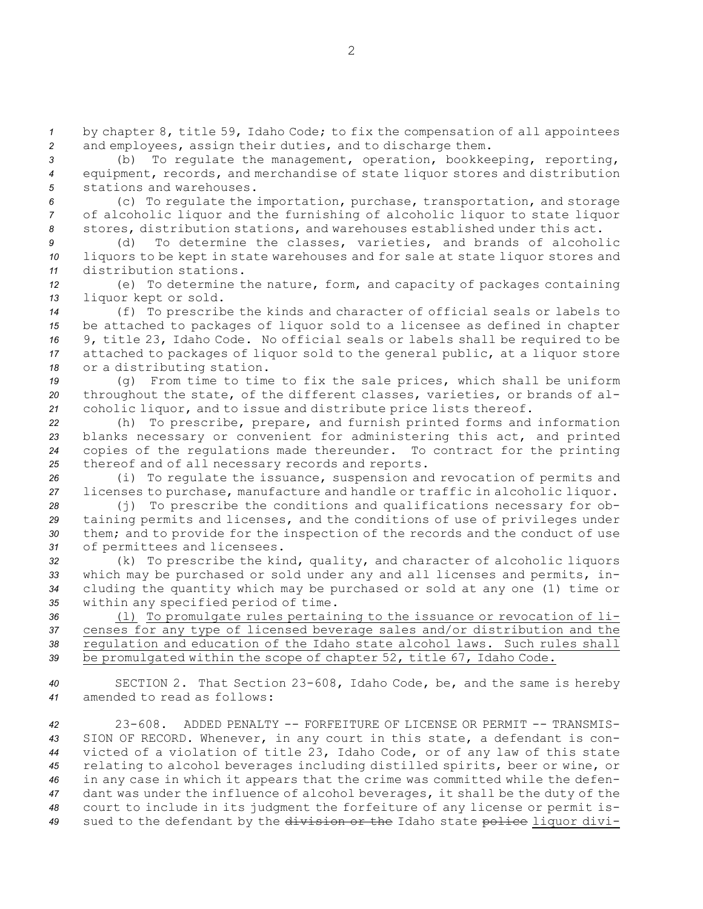by chapter 8, title 59, Idaho Code; to fix the compensation of all appointees and employees, assign their duties, and to discharge them.

(b) To regulate the management, operation, bookkeeping, reporting, equipment, records, and merchandise of state liquor stores and distribution stations and warehouses.

(c) To regulate the importation, purchase, transportation, and storage of alcoholic liquor and the furnishing of alcoholic liquor to state liquor stores, distribution stations, and warehouses established under this act.

(d) To determine the classes, varieties, and brands of alcoholic liquors to be kept in state warehouses and for sale at state liquor stores and distribution stations.

(e) To determine the nature, form, and capacity of packages containing liquor kept or sold.

(f) To prescribe the kinds and character of official seals or labels to be attached to packages of liquor sold to a licensee as defined in chapter 9, title 23, Idaho Code. No official seals or labels shall be required to be attached to packages of liquor sold to the general public, at a liquor store or a distributing station.

(g) From time to time to fix the sale prices, which shall be uniform throughout the state, of the different classes, varieties, or brands of alcoholic liquor, and to issue and distribute price lists thereof.

(h) To prescribe, prepare, and furnish printed forms and information blanks necessary or convenient for administering this act, and printed copies of the regulations made thereunder. To contract for the printing thereof and of all necessary records and reports.

(i) To regulate the issuance, suspension and revocation of permits and licenses to purchase, manufacture and handle or traffic in alcoholic liquor.

(j) To prescribe the conditions and qualifications necessary for obtaining permits and licenses, and the conditions of use of privileges under them; and to provide for the inspection of the records and the conduct of use of permittees and licensees.

(k) To prescribe the kind, quality, and character of alcoholic liquors which may be purchased or sold under any and all licenses and permits, including the quantity which may be purchased or sold at any one (1) time or within any specified period of time.

<u>(l) To promulgate rules pertaining to the issuance or revocation of licenses for any type of licensed beverage sales and/or distribution and the regulation and education of the Idaho state alcohol laws. Such rules shall be promulgated within the scope of chapter 52, title 67, Idaho Code.</u>

SECTION 2. That Section 23-608, Idaho Code, be, and the same is hereby amended to read as follows:

23-608. ADDED PENALTY -- FORFEITURE OF LICENSE OR PERMIT -- TRANSMISSION OF RECORD. Whenever, in any court in this state, a defendant is convicted of a violation of title 23, Idaho Code, or of any law of this state relating to alcohol beverages including distilled spirits, beer or wine, or in any case in which it appears that the crime was committed while the defendant was under the influence of alcohol beverages, it shall be the duty of the court to include in its judgment the forfeiture of any license or permit issued to the defendant by the ~~division or the~~ Idaho state ~~police~~ <u>liquor divi-</u>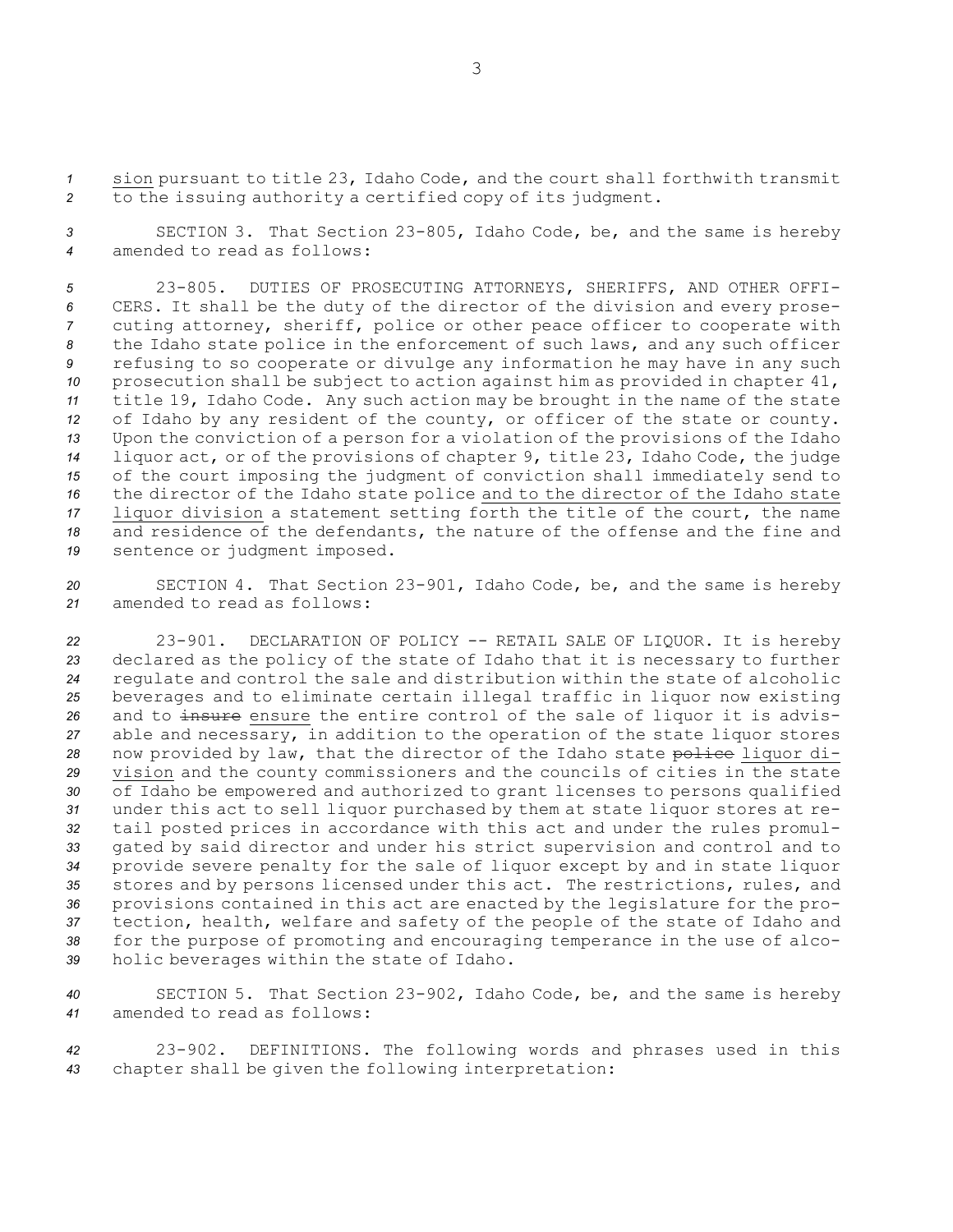sion pursuant to title 23, Idaho Code, and the court shall forthwith transmit to the issuing authority a certified copy of its judgment.

SECTION 3. That Section 23-805, Idaho Code, be, and the same is hereby amended to read as follows:

23-805. DUTIES OF PROSECUTING ATTORNEYS, SHERIFFS, AND OTHER OFFICERS. It shall be the duty of the director of the division and every prosecuting attorney, sheriff, police or other peace officer to cooperate with the Idaho state police in the enforcement of such laws, and any such officer refusing to so cooperate or divulge any information he may have in any such prosecution shall be subject to action against him as provided in chapter 41, title 19, Idaho Code. Any such action may be brought in the name of the state of Idaho by any resident of the county, or officer of the state or county. Upon the conviction of a person for a violation of the provisions of the Idaho liquor act, or of the provisions of chapter 9, title 23, Idaho Code, the judge of the court imposing the judgment of conviction shall immediately send to the director of the Idaho state police and to the director of the Idaho state liquor division a statement setting forth the title of the court, the name and residence of the defendants, the nature of the offense and the fine and sentence or judgment imposed.

SECTION 4. That Section 23-901, Idaho Code, be, and the same is hereby amended to read as follows:

23-901. DECLARATION OF POLICY -- RETAIL SALE OF LIQUOR. It is hereby declared as the policy of the state of Idaho that it is necessary to further regulate and control the sale and distribution within the state of alcoholic beverages and to eliminate certain illegal traffic in liquor now existing and to ~~insure~~ ensure the entire control of the sale of liquor it is advisable and necessary, in addition to the operation of the state liquor stores now provided by law, that the director of the Idaho state ~~police~~ liquor division and the county commissioners and the councils of cities in the state of Idaho be empowered and authorized to grant licenses to persons qualified under this act to sell liquor purchased by them at state liquor stores at retail posted prices in accordance with this act and under the rules promulgated by said director and under his strict supervision and control and to provide severe penalty for the sale of liquor except by and in state liquor stores and by persons licensed under this act. The restrictions, rules, and provisions contained in this act are enacted by the legislature for the protection, health, welfare and safety of the people of the state of Idaho and for the purpose of promoting and encouraging temperance in the use of alcoholic beverages within the state of Idaho.

SECTION 5. That Section 23-902, Idaho Code, be, and the same is hereby amended to read as follows:

23-902. DEFINITIONS. The following words and phrases used in this chapter shall be given the following interpretation: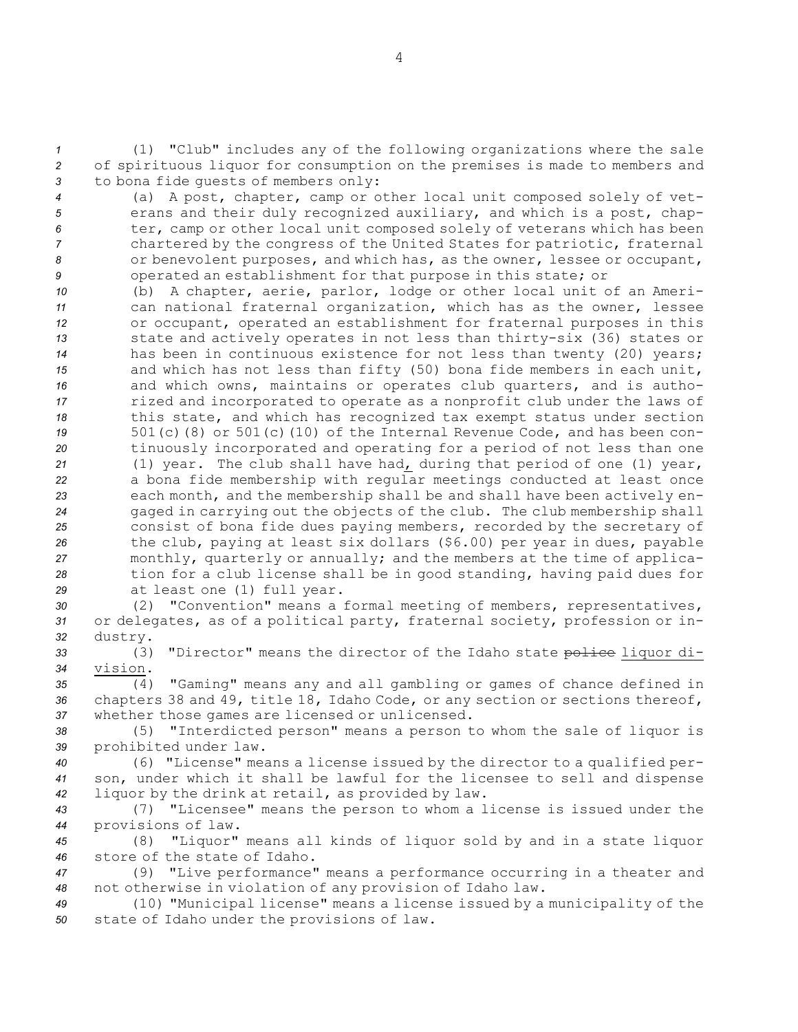(1) "Club" includes any of the following organizations where the sale of spirituous liquor for consumption on the premises is made to members and to bona fide guests of members only:

(a) A post, chapter, camp or other local unit composed solely of veterans and their duly recognized auxiliary, and which is a post, chapter, camp or other local unit composed solely of veterans which has been chartered by the congress of the United States for patriotic, fraternal or benevolent purposes, and which has, as the owner, lessee or occupant, operated an establishment for that purpose in this state; or

(b) A chapter, aerie, parlor, lodge or other local unit of an American national fraternal organization, which has as the owner, lessee or occupant, operated an establishment for fraternal purposes in this state and actively operates in not less than thirty-six (36) states or has been in continuous existence for not less than twenty (20) years; and which has not less than fifty (50) bona fide members in each unit, and which owns, maintains or operates club quarters, and is authorized and incorporated to operate as a nonprofit club under the laws of this state, and which has recognized tax exempt status under section 501(c)(8) or 501(c)(10) of the Internal Revenue Code, and has been continuously incorporated and operating for a period of not less than one (1) year. The club shall have had, during that period of one (1) year, a bona fide membership with regular meetings conducted at least once each month, and the membership shall be and shall have been actively engaged in carrying out the objects of the club. The club membership shall consist of bona fide dues paying members, recorded by the secretary of the club, paying at least six dollars ($6.00) per year in dues, payable monthly, quarterly or annually; and the members at the time of application for a club license shall be in good standing, having paid dues for at least one (1) full year.

(2) "Convention" means a formal meeting of members, representatives, or delegates, as of a political party, fraternal society, profession or industry.

(3) "Director" means the director of the Idaho state ~~police~~ liquor division.

(4) "Gaming" means any and all gambling or games of chance defined in chapters 38 and 49, title 18, Idaho Code, or any section or sections thereof, whether those games are licensed or unlicensed.

(5) "Interdicted person" means a person to whom the sale of liquor is prohibited under law.

(6) "License" means a license issued by the director to a qualified person, under which it shall be lawful for the licensee to sell and dispense liquor by the drink at retail, as provided by law.

(7) "Licensee" means the person to whom a license is issued under the provisions of law.

(8) "Liquor" means all kinds of liquor sold by and in a state liquor store of the state of Idaho.

(9) "Live performance" means a performance occurring in a theater and not otherwise in violation of any provision of Idaho law.

(10) "Municipal license" means a license issued by a municipality of the state of Idaho under the provisions of law.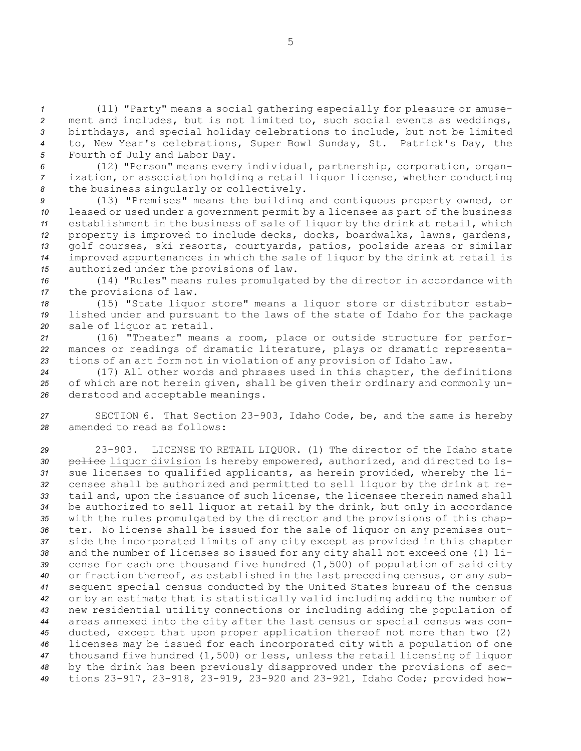(11) "Party" means a social gathering especially for pleasure or amusement and includes, but is not limited to, such social events as weddings, birthdays, and special holiday celebrations to include, but not be limited to, New Year's celebrations, Super Bowl Sunday, St. Patrick's Day, the Fourth of July and Labor Day.

(12) "Person" means every individual, partnership, corporation, organization, or association holding a retail liquor license, whether conducting the business singularly or collectively.

(13) "Premises" means the building and contiguous property owned, or leased or used under a government permit by a licensee as part of the business establishment in the business of sale of liquor by the drink at retail, which property is improved to include decks, docks, boardwalks, lawns, gardens, golf courses, ski resorts, courtyards, patios, poolside areas or similar improved appurtenances in which the sale of liquor by the drink at retail is authorized under the provisions of law.

(14) "Rules" means rules promulgated by the director in accordance with the provisions of law.

(15) "State liquor store" means a liquor store or distributor established under and pursuant to the laws of the state of Idaho for the package sale of liquor at retail.

(16) "Theater" means a room, place or outside structure for performances or readings of dramatic literature, plays or dramatic representations of an art form not in violation of any provision of Idaho law.

(17) All other words and phrases used in this chapter, the definitions of which are not herein given, shall be given their ordinary and commonly understood and acceptable meanings.

SECTION 6. That Section 23-903, Idaho Code, be, and the same is hereby amended to read as follows:

23-903. LICENSE TO RETAIL LIQUOR. (1) The director of the Idaho state ~~police~~ liquor division is hereby empowered, authorized, and directed to issue licenses to qualified applicants, as herein provided, whereby the licensee shall be authorized and permitted to sell liquor by the drink at retail and, upon the issuance of such license, the licensee therein named shall be authorized to sell liquor at retail by the drink, but only in accordance with the rules promulgated by the director and the provisions of this chapter. No license shall be issued for the sale of liquor on any premises outside the incorporated limits of any city except as provided in this chapter and the number of licenses so issued for any city shall not exceed one (1) license for each one thousand five hundred (1,500) of population of said city or fraction thereof, as established in the last preceding census, or any subsequent special census conducted by the United States bureau of the census or by an estimate that is statistically valid including adding the number of new residential utility connections or including adding the population of areas annexed into the city after the last census or special census was conducted, except that upon proper application thereof not more than two (2) licenses may be issued for each incorporated city with a population of one thousand five hundred (1,500) or less, unless the retail licensing of liquor by the drink has been previously disapproved under the provisions of sections 23-917, 23-918, 23-919, 23-920 and 23-921, Idaho Code; provided how-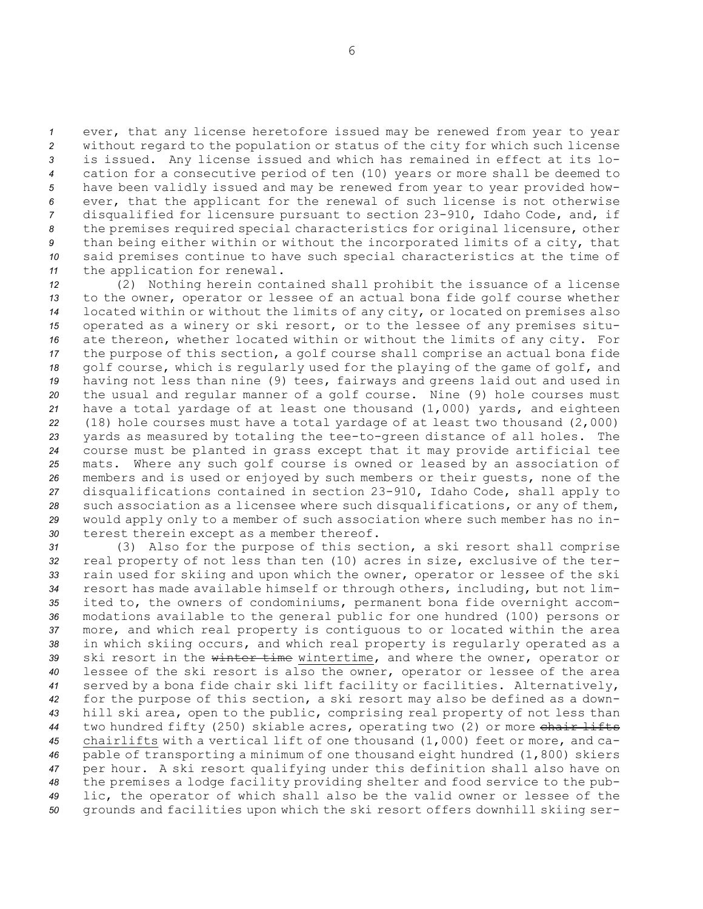ever, that any license heretofore issued may be renewed from year to year without regard to the population or status of the city for which such license is issued. Any license issued and which has remained in effect at its location for a consecutive period of ten (10) years or more shall be deemed to have been validly issued and may be renewed from year to year provided however, that the applicant for the renewal of such license is not otherwise disqualified for licensure pursuant to section 23-910, Idaho Code, and, if the premises required special characteristics for original licensure, other than being either within or without the incorporated limits of a city, that said premises continue to have such special characteristics at the time of the application for renewal.

(2) Nothing herein contained shall prohibit the issuance of a license to the owner, operator or lessee of an actual bona fide golf course whether located within or without the limits of any city, or located on premises also operated as a winery or ski resort, or to the lessee of any premises situate thereon, whether located within or without the limits of any city. For the purpose of this section, a golf course shall comprise an actual bona fide golf course, which is regularly used for the playing of the game of golf, and having not less than nine (9) tees, fairways and greens laid out and used in the usual and regular manner of a golf course. Nine (9) hole courses must have a total yardage of at least one thousand (1,000) yards, and eighteen (18) hole courses must have a total yardage of at least two thousand (2,000) yards as measured by totaling the tee-to-green distance of all holes. The course must be planted in grass except that it may provide artificial tee mats. Where any such golf course is owned or leased by an association of members and is used or enjoyed by such members or their guests, none of the disqualifications contained in section 23-910, Idaho Code, shall apply to such association as a licensee where such disqualifications, or any of them, would apply only to a member of such association where such member has no interest therein except as a member thereof.

(3) Also for the purpose of this section, a ski resort shall comprise real property of not less than ten (10) acres in size, exclusive of the terrain used for skiing and upon which the owner, operator or lessee of the ski resort has made available himself or through others, including, but not limited to, the owners of condominiums, permanent bona fide overnight accommodations available to the general public for one hundred (100) persons or more, and which real property is contiguous to or located within the area in which skiing occurs, and which real property is regularly operated as a ski resort in the ~~winter time~~ wintertime, and where the owner, operator or lessee of the ski resort is also the owner, operator or lessee of the area served by a bona fide chair ski lift facility or facilities. Alternatively, for the purpose of this section, a ski resort may also be defined as a downhill ski area, open to the public, comprising real property of not less than two hundred fifty (250) skiable acres, operating two (2) or more ~~chair lifts~~ chairlifts with a vertical lift of one thousand (1,000) feet or more, and capable of transporting a minimum of one thousand eight hundred (1,800) skiers per hour. A ski resort qualifying under this definition shall also have on the premises a lodge facility providing shelter and food service to the public, the operator of which shall also be the valid owner or lessee of the grounds and facilities upon which the ski resort offers downhill skiing ser-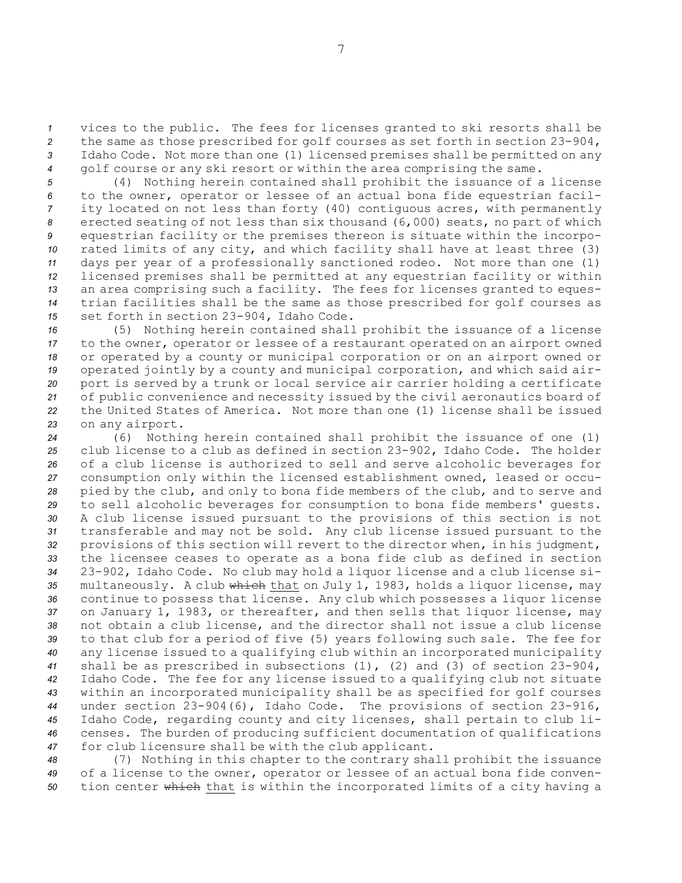vices to the public. The fees for licenses granted to ski resorts shall be the same as those prescribed for golf courses as set forth in section 23-904, Idaho Code. Not more than one (1) licensed premises shall be permitted on any golf course or any ski resort or within the area comprising the same.

(4) Nothing herein contained shall prohibit the issuance of a license to the owner, operator or lessee of an actual bona fide equestrian facility located on not less than forty (40) contiguous acres, with permanently erected seating of not less than six thousand (6,000) seats, no part of which equestrian facility or the premises thereon is situate within the incorporated limits of any city, and which facility shall have at least three (3) days per year of a professionally sanctioned rodeo. Not more than one (1) licensed premises shall be permitted at any equestrian facility or within an area comprising such a facility. The fees for licenses granted to equestrian facilities shall be the same as those prescribed for golf courses as set forth in section 23-904, Idaho Code.

(5) Nothing herein contained shall prohibit the issuance of a license to the owner, operator or lessee of a restaurant operated on an airport owned or operated by a county or municipal corporation or on an airport owned or operated jointly by a county and municipal corporation, and which said airport is served by a trunk or local service air carrier holding a certificate of public convenience and necessity issued by the civil aeronautics board of the United States of America. Not more than one (1) license shall be issued on any airport.

(6) Nothing herein contained shall prohibit the issuance of one (1) club license to a club as defined in section 23-902, Idaho Code. The holder of a club license is authorized to sell and serve alcoholic beverages for consumption only within the licensed establishment owned, leased or occupied by the club, and only to bona fide members of the club, and to serve and to sell alcoholic beverages for consumption to bona fide members' guests. A club license issued pursuant to the provisions of this section is not transferable and may not be sold. Any club license issued pursuant to the provisions of this section will revert to the director when, in his judgment, the licensee ceases to operate as a bona fide club as defined in section 23-902, Idaho Code. No club may hold a liquor license and a club license simultaneously. A club ~~which~~ that on July 1, 1983, holds a liquor license, may continue to possess that license. Any club which possesses a liquor license on January 1, 1983, or thereafter, and then sells that liquor license, may not obtain a club license, and the director shall not issue a club license to that club for a period of five (5) years following such sale. The fee for any license issued to a qualifying club within an incorporated municipality shall be as prescribed in subsections (1), (2) and (3) of section 23-904, Idaho Code. The fee for any license issued to a qualifying club not situate within an incorporated municipality shall be as specified for golf courses under section 23-904(6), Idaho Code. The provisions of section 23-916, Idaho Code, regarding county and city licenses, shall pertain to club licenses. The burden of producing sufficient documentation of qualifications for club licensure shall be with the club applicant.

(7) Nothing in this chapter to the contrary shall prohibit the issuance of a license to the owner, operator or lessee of an actual bona fide convention center ~~which~~ that is within the incorporated limits of a city having a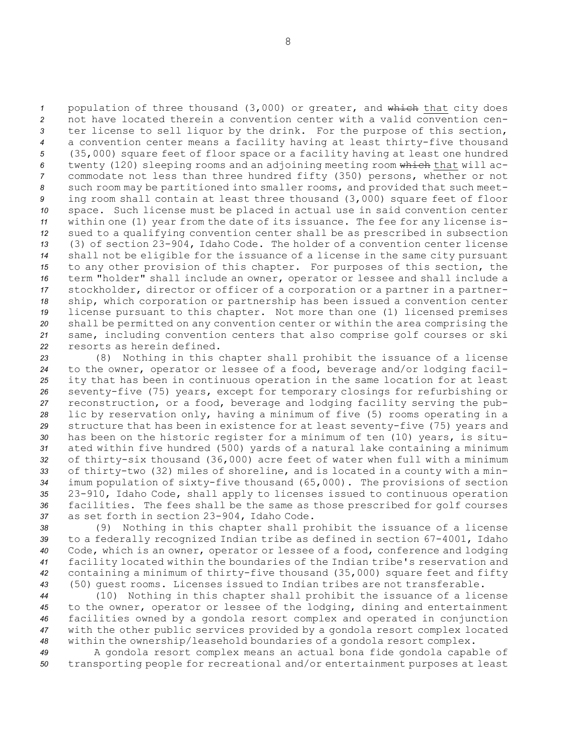population of three thousand (3,000) or greater, and ~~which~~ that city does not have located therein a convention center with a valid convention center license to sell liquor by the drink. For the purpose of this section, a convention center means a facility having at least thirty-five thousand (35,000) square feet of floor space or a facility having at least one hundred twenty (120) sleeping rooms and an adjoining meeting room ~~which~~ that will accommodate not less than three hundred fifty (350) persons, whether or not such room may be partitioned into smaller rooms, and provided that such meeting room shall contain at least three thousand (3,000) square feet of floor space. Such license must be placed in actual use in said convention center within one (1) year from the date of its issuance. The fee for any license issued to a qualifying convention center shall be as prescribed in subsection (3) of section 23-904, Idaho Code. The holder of a convention center license shall not be eligible for the issuance of a license in the same city pursuant to any other provision of this chapter. For purposes of this section, the term "holder" shall include an owner, operator or lessee and shall include a stockholder, director or officer of a corporation or a partner in a partnership, which corporation or partnership has been issued a convention center license pursuant to this chapter. Not more than one (1) licensed premises shall be permitted on any convention center or within the area comprising the same, including convention centers that also comprise golf courses or ski resorts as herein defined.

(8) Nothing in this chapter shall prohibit the issuance of a license to the owner, operator or lessee of a food, beverage and/or lodging facility that has been in continuous operation in the same location for at least seventy-five (75) years, except for temporary closings for refurbishing or reconstruction, or a food, beverage and lodging facility serving the public by reservation only, having a minimum of five (5) rooms operating in a structure that has been in existence for at least seventy-five (75) years and has been on the historic register for a minimum of ten (10) years, is situated within five hundred (500) yards of a natural lake containing a minimum of thirty-six thousand (36,000) acre feet of water when full with a minimum of thirty-two (32) miles of shoreline, and is located in a county with a minimum population of sixty-five thousand (65,000). The provisions of section 23-910, Idaho Code, shall apply to licenses issued to continuous operation facilities. The fees shall be the same as those prescribed for golf courses as set forth in section 23-904, Idaho Code.

(9) Nothing in this chapter shall prohibit the issuance of a license to a federally recognized Indian tribe as defined in section 67-4001, Idaho Code, which is an owner, operator or lessee of a food, conference and lodging facility located within the boundaries of the Indian tribe's reservation and containing a minimum of thirty-five thousand (35,000) square feet and fifty (50) guest rooms. Licenses issued to Indian tribes are not transferable.

(10) Nothing in this chapter shall prohibit the issuance of a license to the owner, operator or lessee of the lodging, dining and entertainment facilities owned by a gondola resort complex and operated in conjunction with the other public services provided by a gondola resort complex located within the ownership/leasehold boundaries of a gondola resort complex.

A gondola resort complex means an actual bona fide gondola capable of transporting people for recreational and/or entertainment purposes at least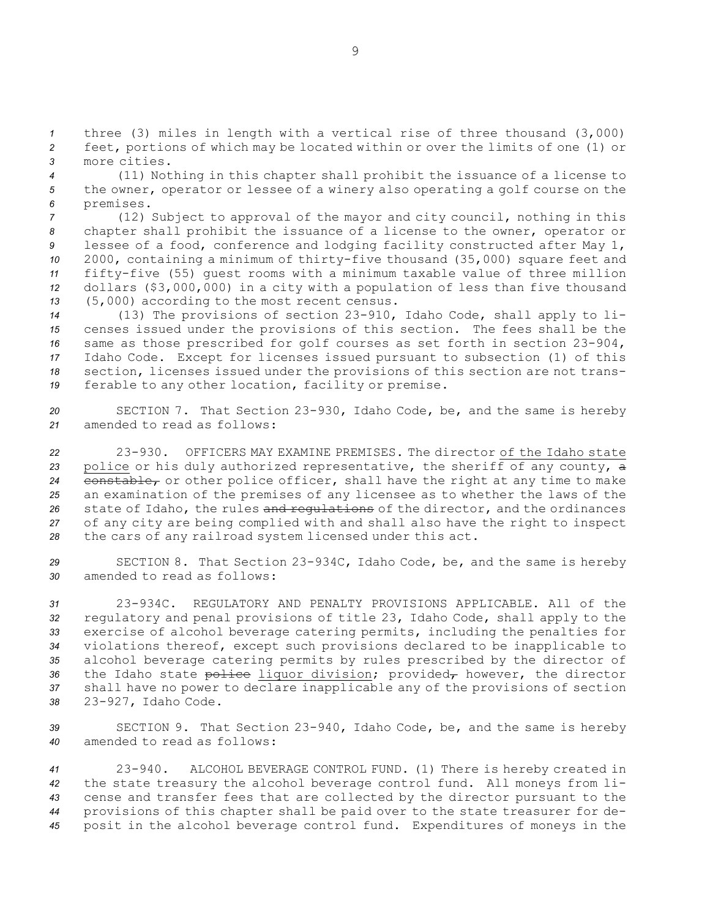three (3) miles in length with a vertical rise of three thousand (3,000) feet, portions of which may be located within or over the limits of one (1) or more cities.

(11) Nothing in this chapter shall prohibit the issuance of a license to the owner, operator or lessee of a winery also operating a golf course on the premises.

(12) Subject to approval of the mayor and city council, nothing in this chapter shall prohibit the issuance of a license to the owner, operator or lessee of a food, conference and lodging facility constructed after May 1, 2000, containing a minimum of thirty-five thousand (35,000) square feet and fifty-five (55) guest rooms with a minimum taxable value of three million dollars ($3,000,000) in a city with a population of less than five thousand (5,000) according to the most recent census.

(13) The provisions of section 23-910, Idaho Code, shall apply to licenses issued under the provisions of this section. The fees shall be the same as those prescribed for golf courses as set forth in section 23-904, Idaho Code. Except for licenses issued pursuant to subsection (1) of this section, licenses issued under the provisions of this section are not transferable to any other location, facility or premise.

SECTION 7. That Section 23-930, Idaho Code, be, and the same is hereby amended to read as follows:

23-930. OFFICERS MAY EXAMINE PREMISES. The director of the Idaho state police or his duly authorized representative, the sheriff of any county, ~~a constable,~~ or other police officer, shall have the right at any time to make an examination of the premises of any licensee as to whether the laws of the state of Idaho, the rules ~~and regulations~~ of the director, and the ordinances of any city are being complied with and shall also have the right to inspect the cars of any railroad system licensed under this act.

SECTION 8. That Section 23-934C, Idaho Code, be, and the same is hereby amended to read as follows:

23-934C. REGULATORY AND PENALTY PROVISIONS APPLICABLE. All of the regulatory and penal provisions of title 23, Idaho Code, shall apply to the exercise of alcohol beverage catering permits, including the penalties for violations thereof, except such provisions declared to be inapplicable to alcohol beverage catering permits by rules prescribed by the director of the Idaho state ~~police~~ liquor division; provided~~,~~ however, the director shall have no power to declare inapplicable any of the provisions of section 23-927, Idaho Code.

SECTION 9. That Section 23-940, Idaho Code, be, and the same is hereby amended to read as follows:

23-940. ALCOHOL BEVERAGE CONTROL FUND. (1) There is hereby created in the state treasury the alcohol beverage control fund. All moneys from license and transfer fees that are collected by the director pursuant to the provisions of this chapter shall be paid over to the state treasurer for deposit in the alcohol beverage control fund. Expenditures of moneys in the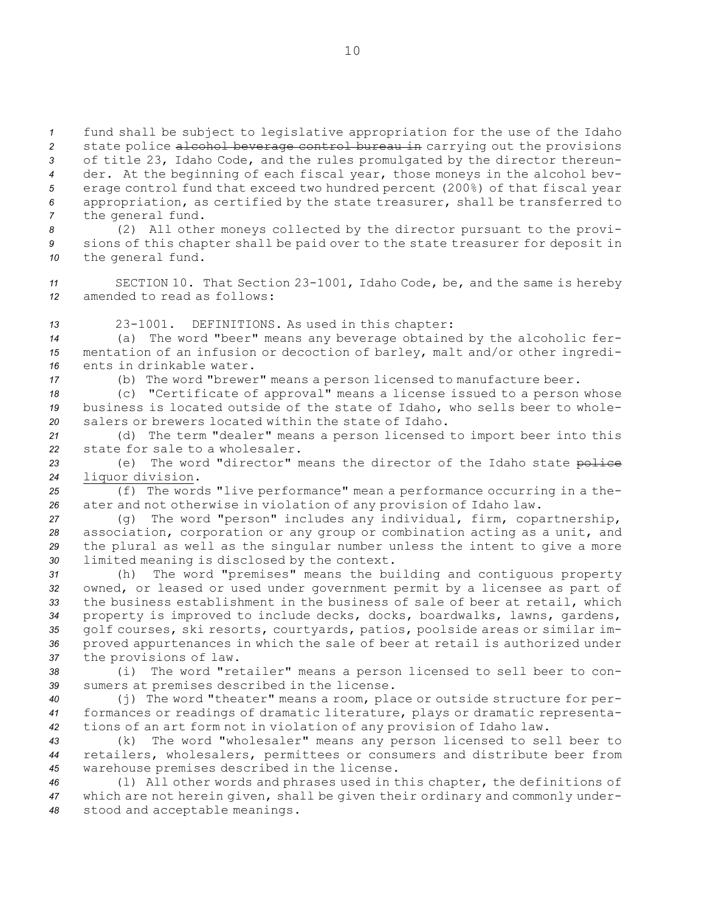fund shall be subject to legislative appropriation for the use of the Idaho state police ~~alcohol beverage control bureau in~~ carrying out the provisions of title 23, Idaho Code, and the rules promulgated by the director thereunder. At the beginning of each fiscal year, those moneys in the alcohol beverage control fund that exceed two hundred percent (200%) of that fiscal year appropriation, as certified by the state treasurer, shall be transferred to the general fund.

(2) All other moneys collected by the director pursuant to the provisions of this chapter shall be paid over to the state treasurer for deposit in the general fund.

SECTION 10. That Section 23-1001, Idaho Code, be, and the same is hereby amended to read as follows:

23-1001. DEFINITIONS. As used in this chapter:

(a) The word "beer" means any beverage obtained by the alcoholic fermentation of an infusion or decoction of barley, malt and/or other ingredients in drinkable water.

(b) The word "brewer" means a person licensed to manufacture beer.

(c) "Certificate of approval" means a license issued to a person whose business is located outside of the state of Idaho, who sells beer to wholesalers or brewers located within the state of Idaho.

(d) The term "dealer" means a person licensed to import beer into this state for sale to a wholesaler.

(e) The word "director" means the director of the Idaho state ~~police~~ liquor division.

(f) The words "live performance" mean a performance occurring in a theater and not otherwise in violation of any provision of Idaho law.

(g) The word "person" includes any individual, firm, copartnership, association, corporation or any group or combination acting as a unit, and the plural as well as the singular number unless the intent to give a more limited meaning is disclosed by the context.

(h) The word "premises" means the building and contiguous property owned, or leased or used under government permit by a licensee as part of the business establishment in the business of sale of beer at retail, which property is improved to include decks, docks, boardwalks, lawns, gardens, golf courses, ski resorts, courtyards, patios, poolside areas or similar improved appurtenances in which the sale of beer at retail is authorized under the provisions of law.

(i) The word "retailer" means a person licensed to sell beer to consumers at premises described in the license.

(j) The word "theater" means a room, place or outside structure for performances or readings of dramatic literature, plays or dramatic representations of an art form not in violation of any provision of Idaho law.

(k) The word "wholesaler" means any person licensed to sell beer to retailers, wholesalers, permittees or consumers and distribute beer from warehouse premises described in the license.

(l) All other words and phrases used in this chapter, the definitions of which are not herein given, shall be given their ordinary and commonly understood and acceptable meanings.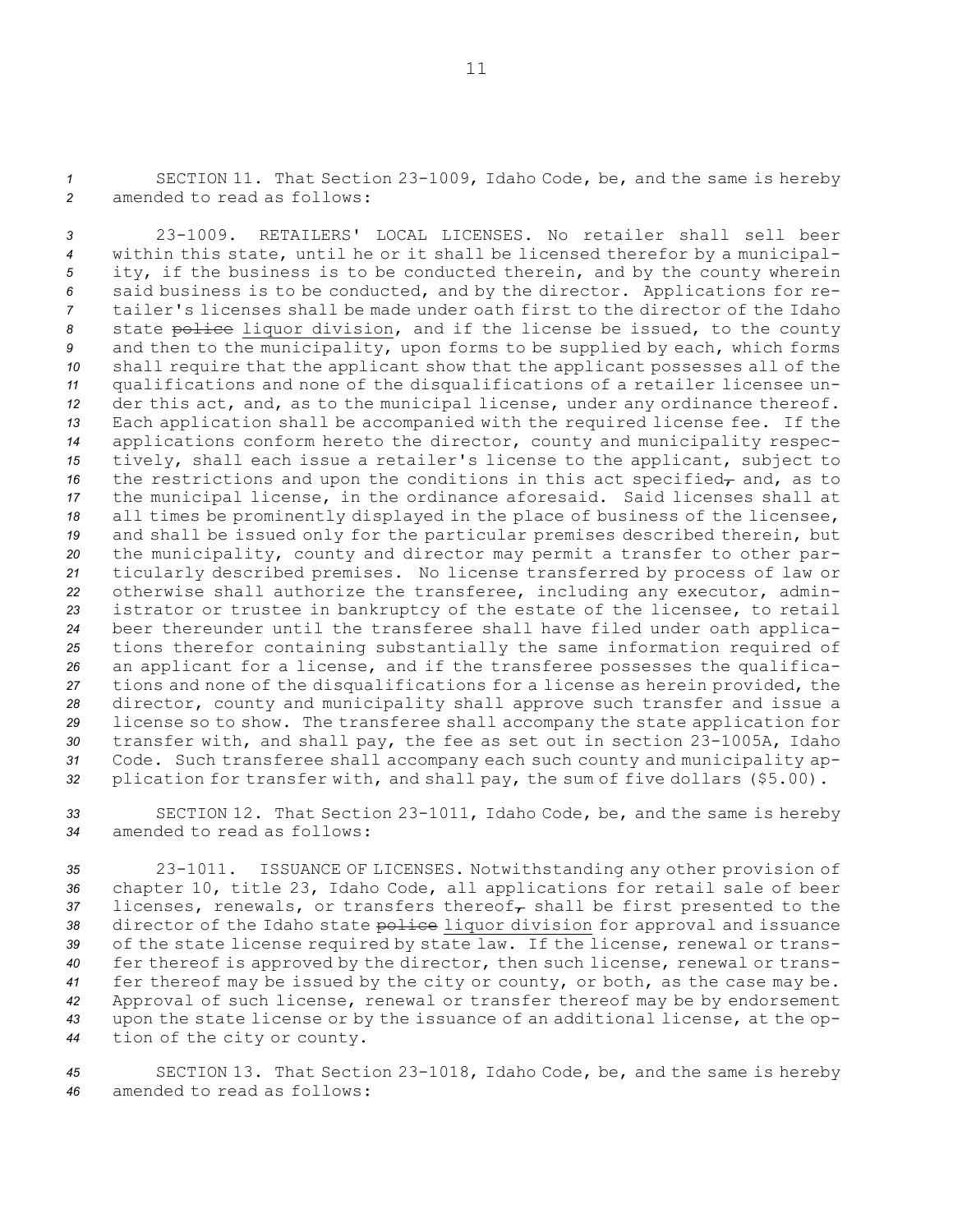SECTION 11. That Section 23-1009, Idaho Code, be, and the same is hereby amended to read as follows:

23-1009. RETAILERS' LOCAL LICENSES. No retailer shall sell beer within this state, until he or it shall be licensed therefor by a municipality, if the business is to be conducted therein, and by the county wherein said business is to be conducted, and by the director. Applications for retailer's licenses shall be made under oath first to the director of the Idaho state ~~police~~ liquor division, and if the license be issued, to the county and then to the municipality, upon forms to be supplied by each, which forms shall require that the applicant show that the applicant possesses all of the qualifications and none of the disqualifications of a retailer licensee under this act, and, as to the municipal license, under any ordinance thereof. Each application shall be accompanied with the required license fee. If the applications conform hereto the director, county and municipality respectively, shall each issue a retailer's license to the applicant, subject to the restrictions and upon the conditions in this act specified~~,~~ and, as to the municipal license, in the ordinance aforesaid. Said licenses shall at all times be prominently displayed in the place of business of the licensee, and shall be issued only for the particular premises described therein, but the municipality, county and director may permit a transfer to other particularly described premises. No license transferred by process of law or otherwise shall authorize the transferee, including any executor, administrator or trustee in bankruptcy of the estate of the licensee, to retail beer thereunder until the transferee shall have filed under oath applications therefor containing substantially the same information required of an applicant for a license, and if the transferee possesses the qualifications and none of the disqualifications for a license as herein provided, the director, county and municipality shall approve such transfer and issue a license so to show. The transferee shall accompany the state application for transfer with, and shall pay, the fee as set out in section 23-1005A, Idaho Code. Such transferee shall accompany each such county and municipality application for transfer with, and shall pay, the sum of five dollars ($5.00).

SECTION 12. That Section 23-1011, Idaho Code, be, and the same is hereby amended to read as follows:

23-1011. ISSUANCE OF LICENSES. Notwithstanding any other provision of chapter 10, title 23, Idaho Code, all applications for retail sale of beer licenses, renewals, or transfers thereof~~,~~ shall be first presented to the director of the Idaho state ~~police~~ liquor division for approval and issuance of the state license required by state law. If the license, renewal or transfer thereof is approved by the director, then such license, renewal or transfer thereof may be issued by the city or county, or both, as the case may be. Approval of such license, renewal or transfer thereof may be by endorsement upon the state license or by the issuance of an additional license, at the option of the city or county.

SECTION 13. That Section 23-1018, Idaho Code, be, and the same is hereby amended to read as follows: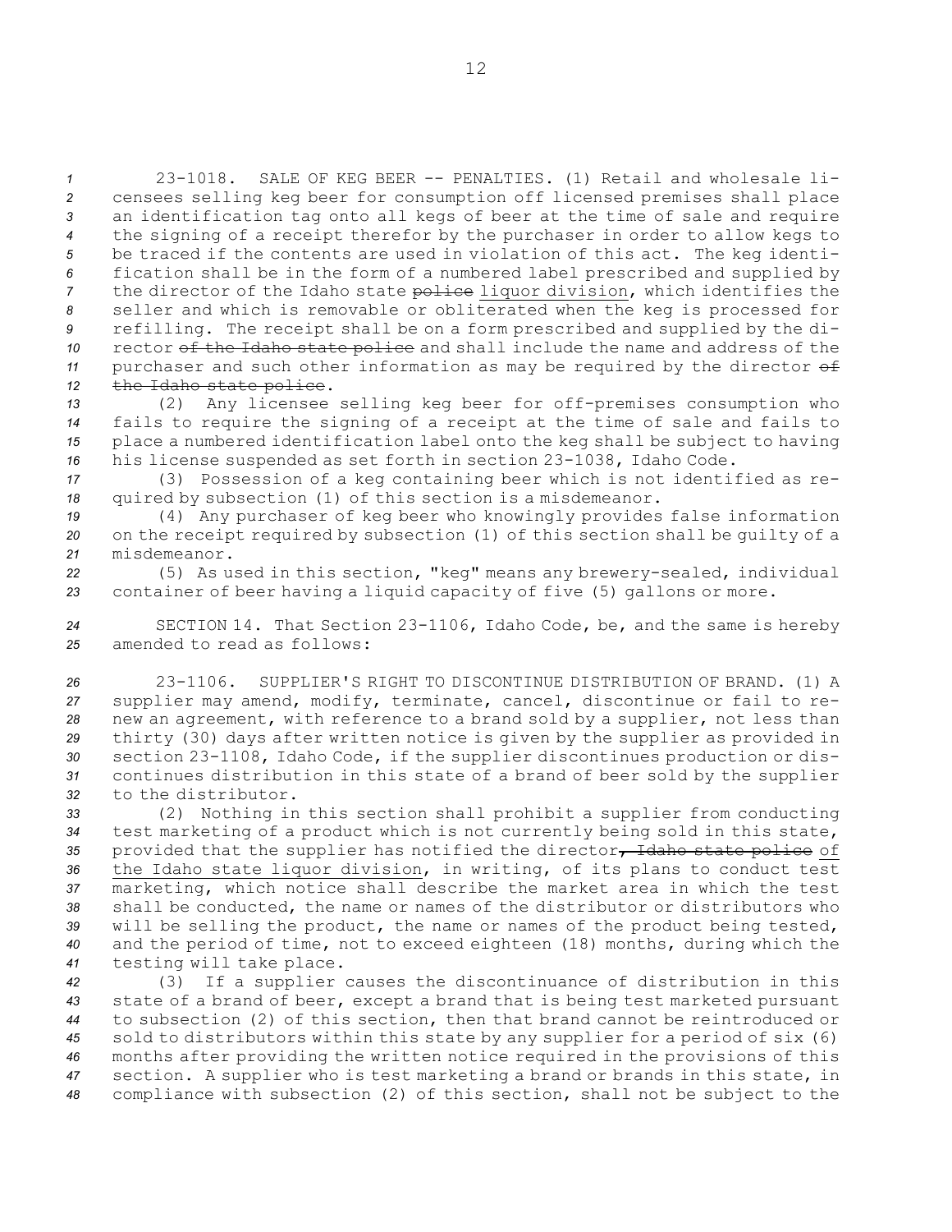23-1018. SALE OF KEG BEER -- PENALTIES. (1) Retail and wholesale licensees selling keg beer for consumption off licensed premises shall place an identification tag onto all kegs of beer at the time of sale and require the signing of a receipt therefor by the purchaser in order to allow kegs to be traced if the contents are used in violation of this act. The keg identification shall be in the form of a numbered label prescribed and supplied by the director of the Idaho state ~~police~~ liquor division, which identifies the seller and which is removable or obliterated when the keg is processed for refilling. The receipt shall be on a form prescribed and supplied by the director ~~of the Idaho state police~~ and shall include the name and address of the purchaser and such other information as may be required by the director ~~of the Idaho state police~~.

(2) Any licensee selling keg beer for off-premises consumption who fails to require the signing of a receipt at the time of sale and fails to place a numbered identification label onto the keg shall be subject to having his license suspended as set forth in section 23-1038, Idaho Code.

(3) Possession of a keg containing beer which is not identified as required by subsection (1) of this section is a misdemeanor.

(4) Any purchaser of keg beer who knowingly provides false information on the receipt required by subsection (1) of this section shall be guilty of a misdemeanor.

(5) As used in this section, "keg" means any brewery-sealed, individual container of beer having a liquid capacity of five (5) gallons or more.

SECTION 14. That Section 23-1106, Idaho Code, be, and the same is hereby amended to read as follows:

23-1106. SUPPLIER'S RIGHT TO DISCONTINUE DISTRIBUTION OF BRAND. (1) A supplier may amend, modify, terminate, cancel, discontinue or fail to renew an agreement, with reference to a brand sold by a supplier, not less than thirty (30) days after written notice is given by the supplier as provided in section 23-1108, Idaho Code, if the supplier discontinues production or discontinues distribution in this state of a brand of beer sold by the supplier to the distributor.

(2) Nothing in this section shall prohibit a supplier from conducting test marketing of a product which is not currently being sold in this state, provided that the supplier has notified the director~~, Idaho state police~~ of the Idaho state liquor division, in writing, of its plans to conduct test marketing, which notice shall describe the market area in which the test shall be conducted, the name or names of the distributor or distributors who will be selling the product, the name or names of the product being tested, and the period of time, not to exceed eighteen (18) months, during which the testing will take place.

(3) If a supplier causes the discontinuance of distribution in this state of a brand of beer, except a brand that is being test marketed pursuant to subsection (2) of this section, then that brand cannot be reintroduced or sold to distributors within this state by any supplier for a period of six (6) months after providing the written notice required in the provisions of this section. A supplier who is test marketing a brand or brands in this state, in compliance with subsection (2) of this section, shall not be subject to the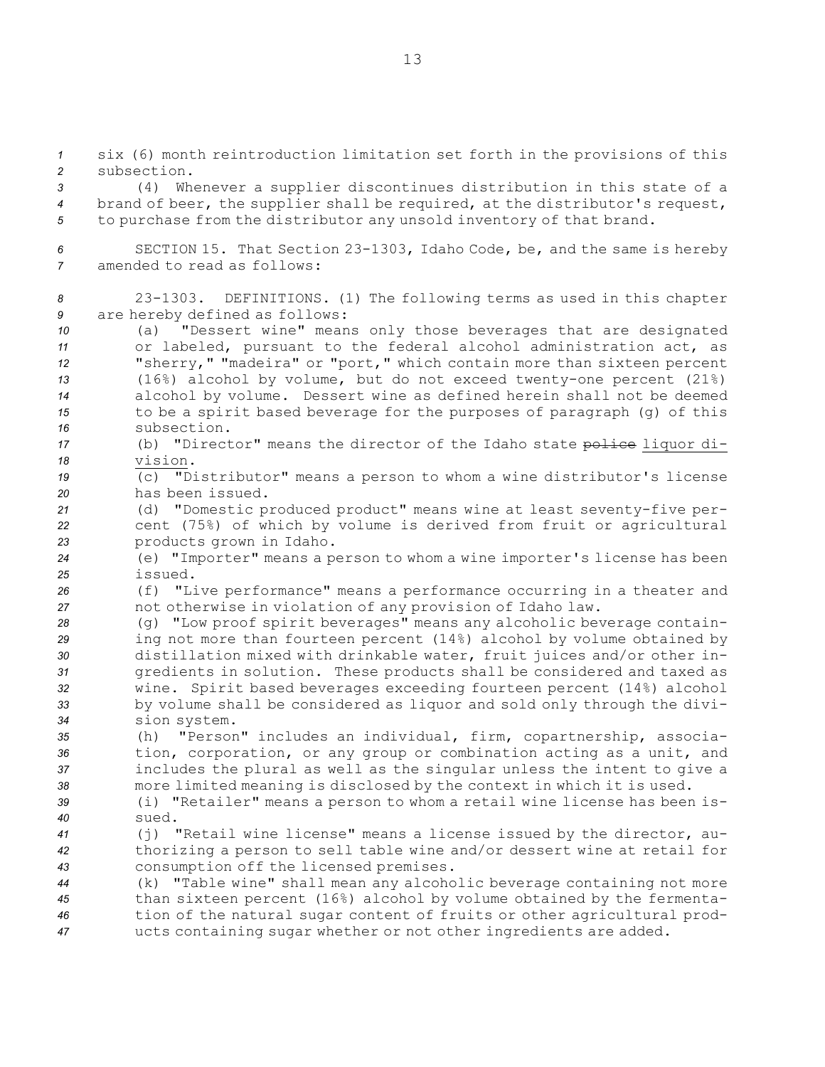six (6) month reintroduction limitation set forth in the provisions of this subsection.

(4) Whenever a supplier discontinues distribution in this state of a brand of beer, the supplier shall be required, at the distributor's request, to purchase from the distributor any unsold inventory of that brand.

SECTION 15. That Section 23-1303, Idaho Code, be, and the same is hereby amended to read as follows:

23-1303. DEFINITIONS. (1) The following terms as used in this chapter are hereby defined as follows:

(a) "Dessert wine" means only those beverages that are designated or labeled, pursuant to the federal alcohol administration act, as "sherry," "madeira" or "port," which contain more than sixteen percent (16%) alcohol by volume, but do not exceed twenty-one percent (21%) alcohol by volume. Dessert wine as defined herein shall not be deemed to be a spirit based beverage for the purposes of paragraph (g) of this subsection.

(b) "Director" means the director of the Idaho state ~~police~~ liquor division.

(c) "Distributor" means a person to whom a wine distributor's license has been issued.

(d) "Domestic produced product" means wine at least seventy-five percent (75%) of which by volume is derived from fruit or agricultural products grown in Idaho.

(e) "Importer" means a person to whom a wine importer's license has been issued.

(f) "Live performance" means a performance occurring in a theater and not otherwise in violation of any provision of Idaho law.

(g) "Low proof spirit beverages" means any alcoholic beverage containing not more than fourteen percent (14%) alcohol by volume obtained by distillation mixed with drinkable water, fruit juices and/or other ingredients in solution. These products shall be considered and taxed as wine. Spirit based beverages exceeding fourteen percent (14%) alcohol by volume shall be considered as liquor and sold only through the division system.

(h) "Person" includes an individual, firm, copartnership, association, corporation, or any group or combination acting as a unit, and includes the plural as well as the singular unless the intent to give a more limited meaning is disclosed by the context in which it is used.

(i) "Retailer" means a person to whom a retail wine license has been issued.

(j) "Retail wine license" means a license issued by the director, authorizing a person to sell table wine and/or dessert wine at retail for consumption off the licensed premises.

(k) "Table wine" shall mean any alcoholic beverage containing not more than sixteen percent (16%) alcohol by volume obtained by the fermentation of the natural sugar content of fruits or other agricultural products containing sugar whether or not other ingredients are added.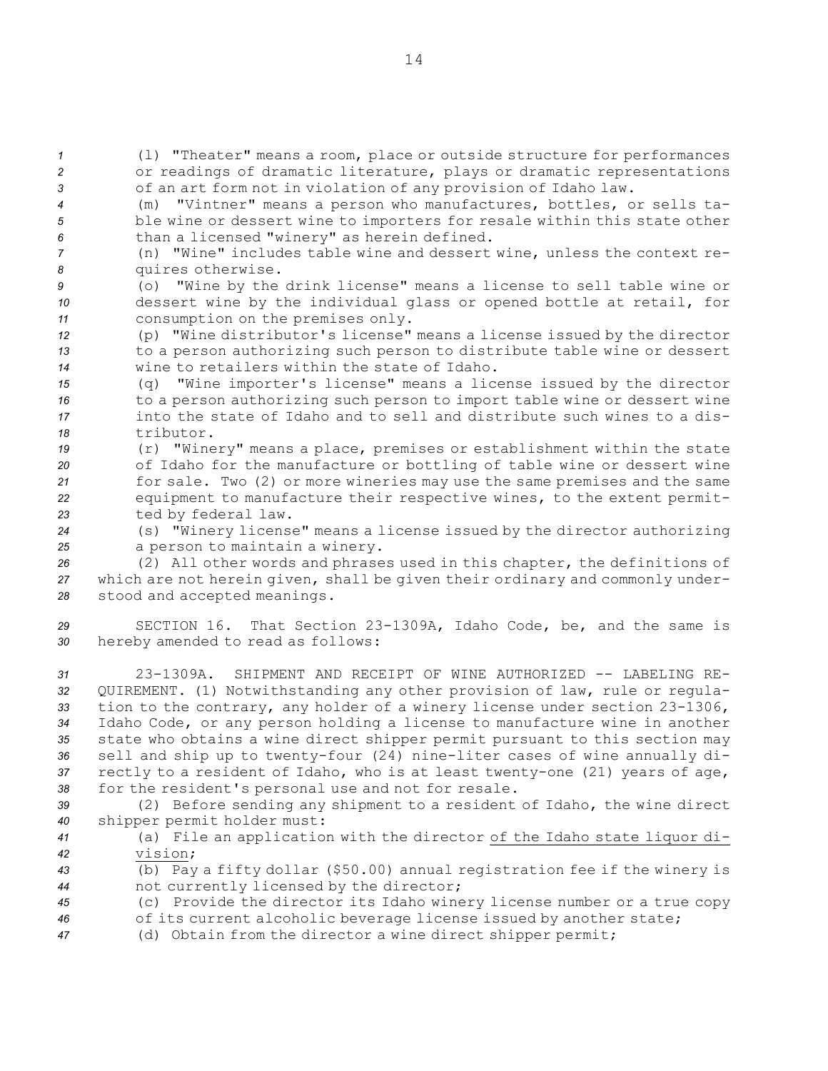(l) "Theater" means a room, place or outside structure for performances or readings of dramatic literature, plays or dramatic representations of an art form not in violation of any provision of Idaho law.

(m) "Vintner" means a person who manufactures, bottles, or sells table wine or dessert wine to importers for resale within this state other than a licensed "winery" as herein defined.

(n) "Wine" includes table wine and dessert wine, unless the context requires otherwise.

(o) "Wine by the drink license" means a license to sell table wine or dessert wine by the individual glass or opened bottle at retail, for consumption on the premises only.

(p) "Wine distributor's license" means a license issued by the director to a person authorizing such person to distribute table wine or dessert wine to retailers within the state of Idaho.

(q) "Wine importer's license" means a license issued by the director to a person authorizing such person to import table wine or dessert wine into the state of Idaho and to sell and distribute such wines to a distributor.

(r) "Winery" means a place, premises or establishment within the state of Idaho for the manufacture or bottling of table wine or dessert wine for sale. Two (2) or more wineries may use the same premises and the same equipment to manufacture their respective wines, to the extent permitted by federal law.

(s) "Winery license" means a license issued by the director authorizing a person to maintain a winery.

(2) All other words and phrases used in this chapter, the definitions of which are not herein given, shall be given their ordinary and commonly understood and accepted meanings.

SECTION 16. That Section 23-1309A, Idaho Code, be, and the same is hereby amended to read as follows:

23-1309A. SHIPMENT AND RECEIPT OF WINE AUTHORIZED -- LABELING REQUIREMENT. (1) Notwithstanding any other provision of law, rule or regulation to the contrary, any holder of a winery license under section 23-1306, Idaho Code, or any person holding a license to manufacture wine in another state who obtains a wine direct shipper permit pursuant to this section may sell and ship up to twenty-four (24) nine-liter cases of wine annually directly to a resident of Idaho, who is at least twenty-one (21) years of age, for the resident's personal use and not for resale.

(2) Before sending any shipment to a resident of Idaho, the wine direct shipper permit holder must:

(a) File an application with the director <u>of the Idaho state liquor division</u>;

(b) Pay a fifty dollar ($50.00) annual registration fee if the winery is not currently licensed by the director;

(c) Provide the director its Idaho winery license number or a true copy of its current alcoholic beverage license issued by another state;

(d) Obtain from the director a wine direct shipper permit;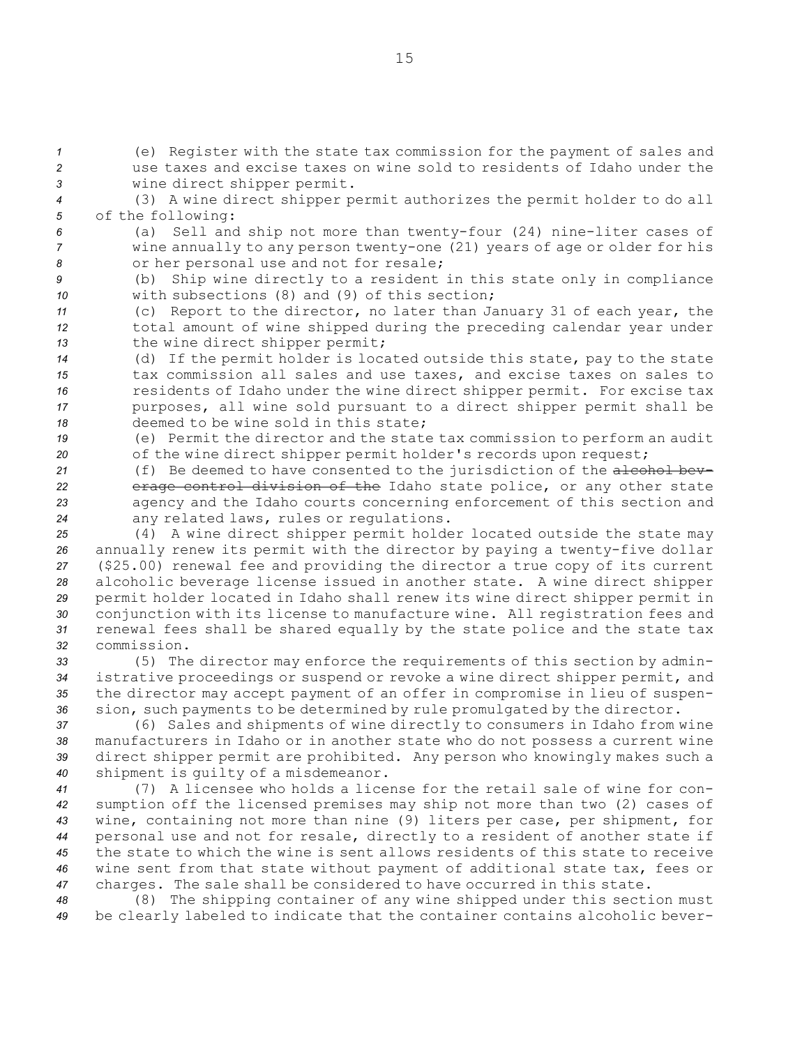(e) Register with the state tax commission for the payment of sales and use taxes and excise taxes on wine sold to residents of Idaho under the wine direct shipper permit.

(3) A wine direct shipper permit authorizes the permit holder to do all of the following:

(a) Sell and ship not more than twenty-four (24) nine-liter cases of wine annually to any person twenty-one (21) years of age or older for his or her personal use and not for resale;

(b) Ship wine directly to a resident in this state only in compliance with subsections (8) and (9) of this section;

(c) Report to the director, no later than January 31 of each year, the total amount of wine shipped during the preceding calendar year under the wine direct shipper permit;

(d) If the permit holder is located outside this state, pay to the state tax commission all sales and use taxes, and excise taxes on sales to residents of Idaho under the wine direct shipper permit. For excise tax purposes, all wine sold pursuant to a direct shipper permit shall be deemed to be wine sold in this state;

(e) Permit the director and the state tax commission to perform an audit of the wine direct shipper permit holder's records upon request;

(f) Be deemed to have consented to the jurisdiction of the ~~alcohol beverage control division of the~~ Idaho state police, or any other state agency and the Idaho courts concerning enforcement of this section and any related laws, rules or regulations.

(4) A wine direct shipper permit holder located outside the state may annually renew its permit with the director by paying a twenty-five dollar ($25.00) renewal fee and providing the director a true copy of its current alcoholic beverage license issued in another state. A wine direct shipper permit holder located in Idaho shall renew its wine direct shipper permit in conjunction with its license to manufacture wine. All registration fees and renewal fees shall be shared equally by the state police and the state tax commission.

(5) The director may enforce the requirements of this section by administrative proceedings or suspend or revoke a wine direct shipper permit, and the director may accept payment of an offer in compromise in lieu of suspension, such payments to be determined by rule promulgated by the director.

(6) Sales and shipments of wine directly to consumers in Idaho from wine manufacturers in Idaho or in another state who do not possess a current wine direct shipper permit are prohibited. Any person who knowingly makes such a shipment is guilty of a misdemeanor.

(7) A licensee who holds a license for the retail sale of wine for consumption off the licensed premises may ship not more than two (2) cases of wine, containing not more than nine (9) liters per case, per shipment, for personal use and not for resale, directly to a resident of another state if the state to which the wine is sent allows residents of this state to receive wine sent from that state without payment of additional state tax, fees or charges. The sale shall be considered to have occurred in this state.

(8) The shipping container of any wine shipped under this section must be clearly labeled to indicate that the container contains alcoholic bever-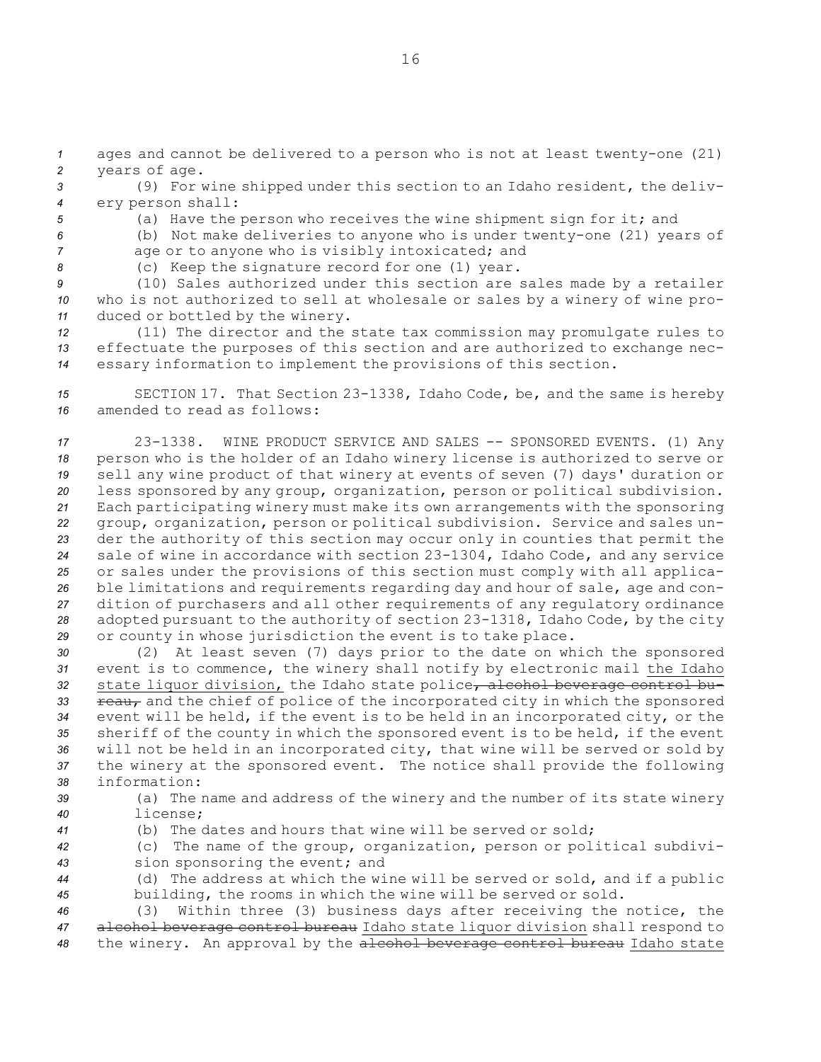ages and cannot be delivered to a person who is not at least twenty-one (21) years of age.

(9) For wine shipped under this section to an Idaho resident, the delivery person shall:

(a) Have the person who receives the wine shipment sign for it; and

(b) Not make deliveries to anyone who is under twenty-one (21) years of age or to anyone who is visibly intoxicated; and

(c) Keep the signature record for one (1) year.

(10) Sales authorized under this section are sales made by a retailer who is not authorized to sell at wholesale or sales by a winery of wine produced or bottled by the winery.

(11) The director and the state tax commission may promulgate rules to effectuate the purposes of this section and are authorized to exchange necessary information to implement the provisions of this section.

SECTION 17. That Section 23-1338, Idaho Code, be, and the same is hereby amended to read as follows:

23-1338. WINE PRODUCT SERVICE AND SALES -- SPONSORED EVENTS. (1) Any person who is the holder of an Idaho winery license is authorized to serve or sell any wine product of that winery at events of seven (7) days' duration or less sponsored by any group, organization, person or political subdivision. Each participating winery must make its own arrangements with the sponsoring group, organization, person or political subdivision. Service and sales under the authority of this section may occur only in counties that permit the sale of wine in accordance with section 23-1304, Idaho Code, and any service or sales under the provisions of this section must comply with all applicable limitations and requirements regarding day and hour of sale, age and condition of purchasers and all other requirements of any regulatory ordinance adopted pursuant to the authority of section 23-1318, Idaho Code, by the city or county in whose jurisdiction the event is to take place.

(2) At least seven (7) days prior to the date on which the sponsored event is to commence, the winery shall notify by electronic mail the Idaho state liquor division, the Idaho state police~~, alcohol beverage control bureau,~~ and the chief of police of the incorporated city in which the sponsored event will be held, if the event is to be held in an incorporated city, or the sheriff of the county in which the sponsored event is to be held, if the event will not be held in an incorporated city, that wine will be served or sold by the winery at the sponsored event. The notice shall provide the following information:

(a) The name and address of the winery and the number of its state winery license;

(b) The dates and hours that wine will be served or sold;

(c) The name of the group, organization, person or political subdivision sponsoring the event; and

(d) The address at which the wine will be served or sold, and if a public building, the rooms in which the wine will be served or sold.

(3) Within three (3) business days after receiving the notice, the ~~alcohol beverage control bureau~~ Idaho state liquor division shall respond to the winery. An approval by the ~~alcohol beverage control bureau~~ Idaho state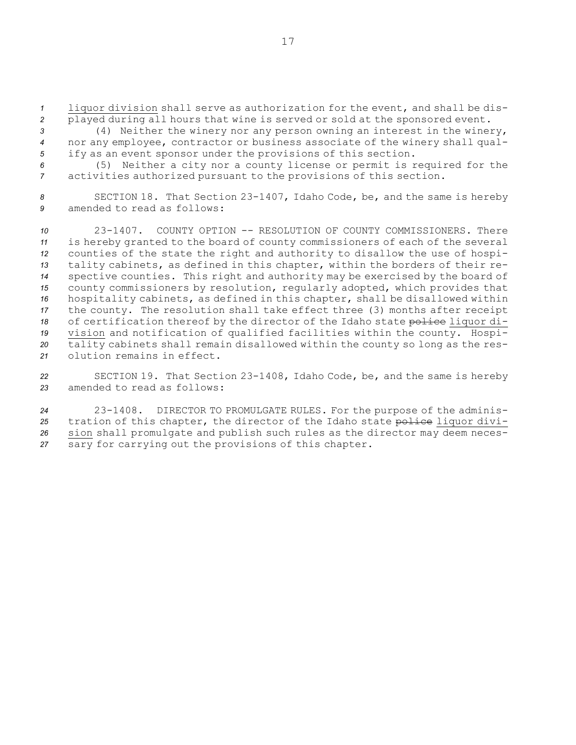liquor division shall serve as authorization for the event, and shall be displayed during all hours that wine is served or sold at the sponsored event.

(4) Neither the winery nor any person owning an interest in the winery, nor any employee, contractor or business associate of the winery shall qualify as an event sponsor under the provisions of this section.

(5) Neither a city nor a county license or permit is required for the activities authorized pursuant to the provisions of this section.

SECTION 18. That Section 23-1407, Idaho Code, be, and the same is hereby amended to read as follows:

23-1407. COUNTY OPTION -- RESOLUTION OF COUNTY COMMISSIONERS. There is hereby granted to the board of county commissioners of each of the several counties of the state the right and authority to disallow the use of hospitality cabinets, as defined in this chapter, within the borders of their respective counties. This right and authority may be exercised by the board of county commissioners by resolution, regularly adopted, which provides that hospitality cabinets, as defined in this chapter, shall be disallowed within the county. The resolution shall take effect three (3) months after receipt of certification thereof by the director of the Idaho state ~~police~~ liquor division and notification of qualified facilities within the county. Hospitality cabinets shall remain disallowed within the county so long as the resolution remains in effect.

SECTION 19. That Section 23-1408, Idaho Code, be, and the same is hereby amended to read as follows:

23-1408. DIRECTOR TO PROMULGATE RULES. For the purpose of the administration of this chapter, the director of the Idaho state ~~police~~ liquor division shall promulgate and publish such rules as the director may deem necessary for carrying out the provisions of this chapter.